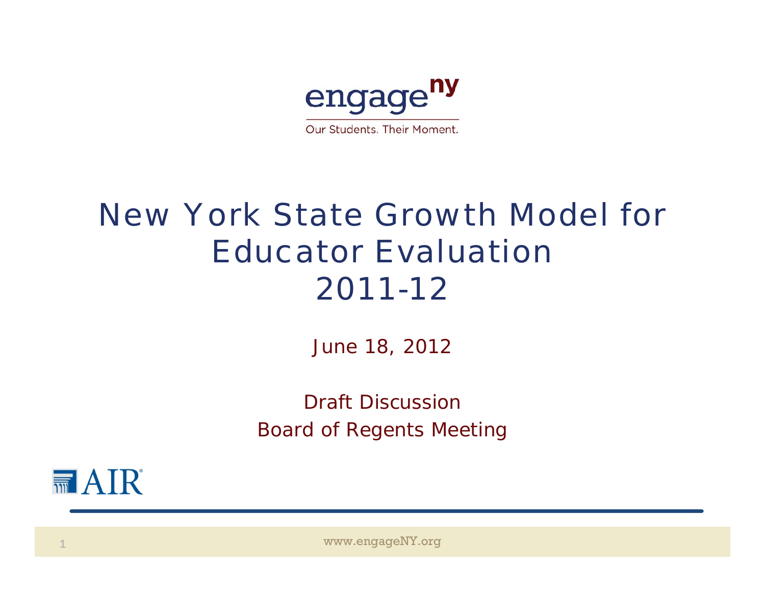engage^ny

Our Students. Their Moment.

# New York State Growth Model for Educator Evaluation 2011-12

June 18, 2012

Draft Discussion

Board of Regents Meeting

AIR

www.engageNY.org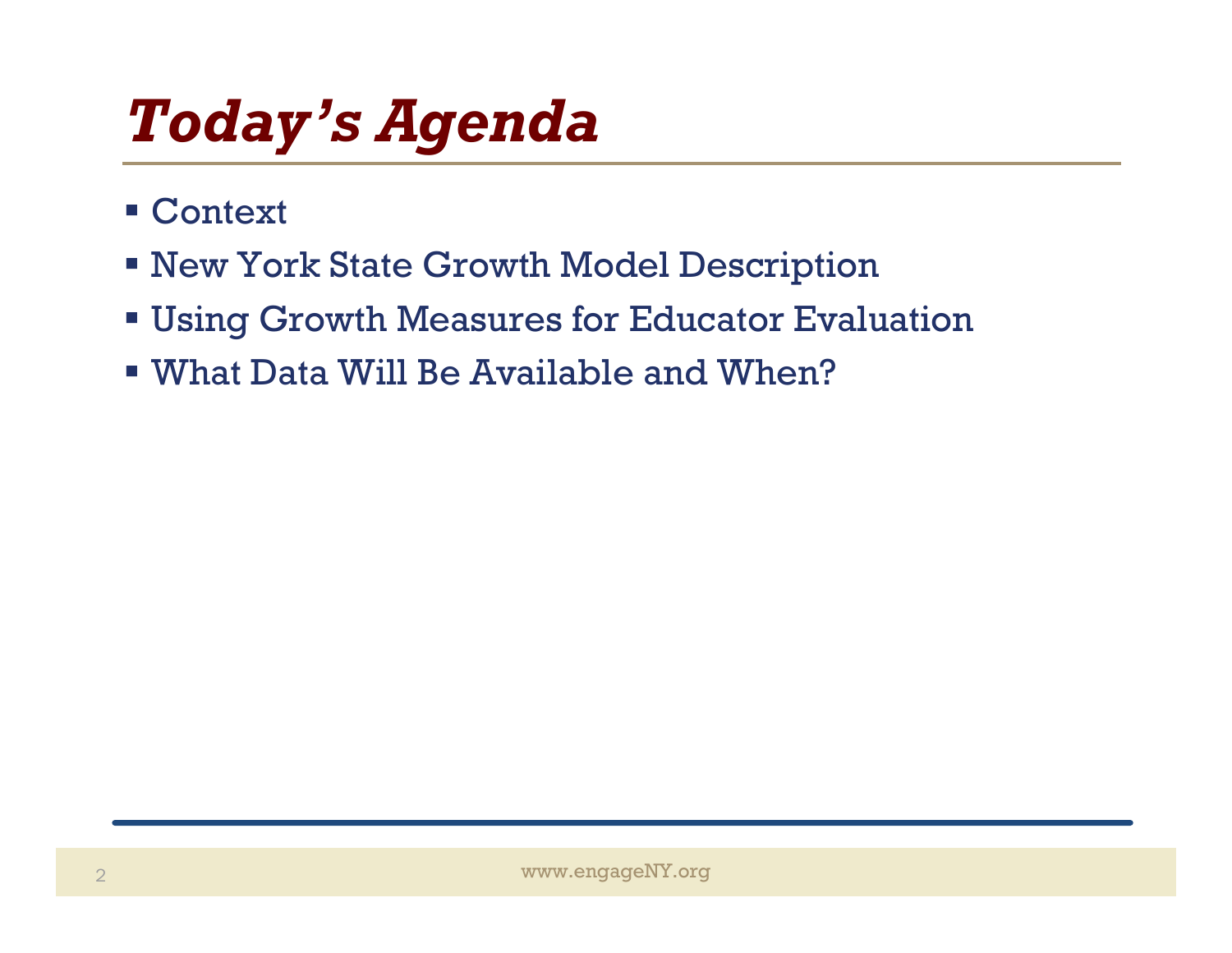# *Today's Agenda*

- Context
- New York State Growth Model Description
- Using Growth Measures for Educator Evaluation
- What Data Will Be Available and When?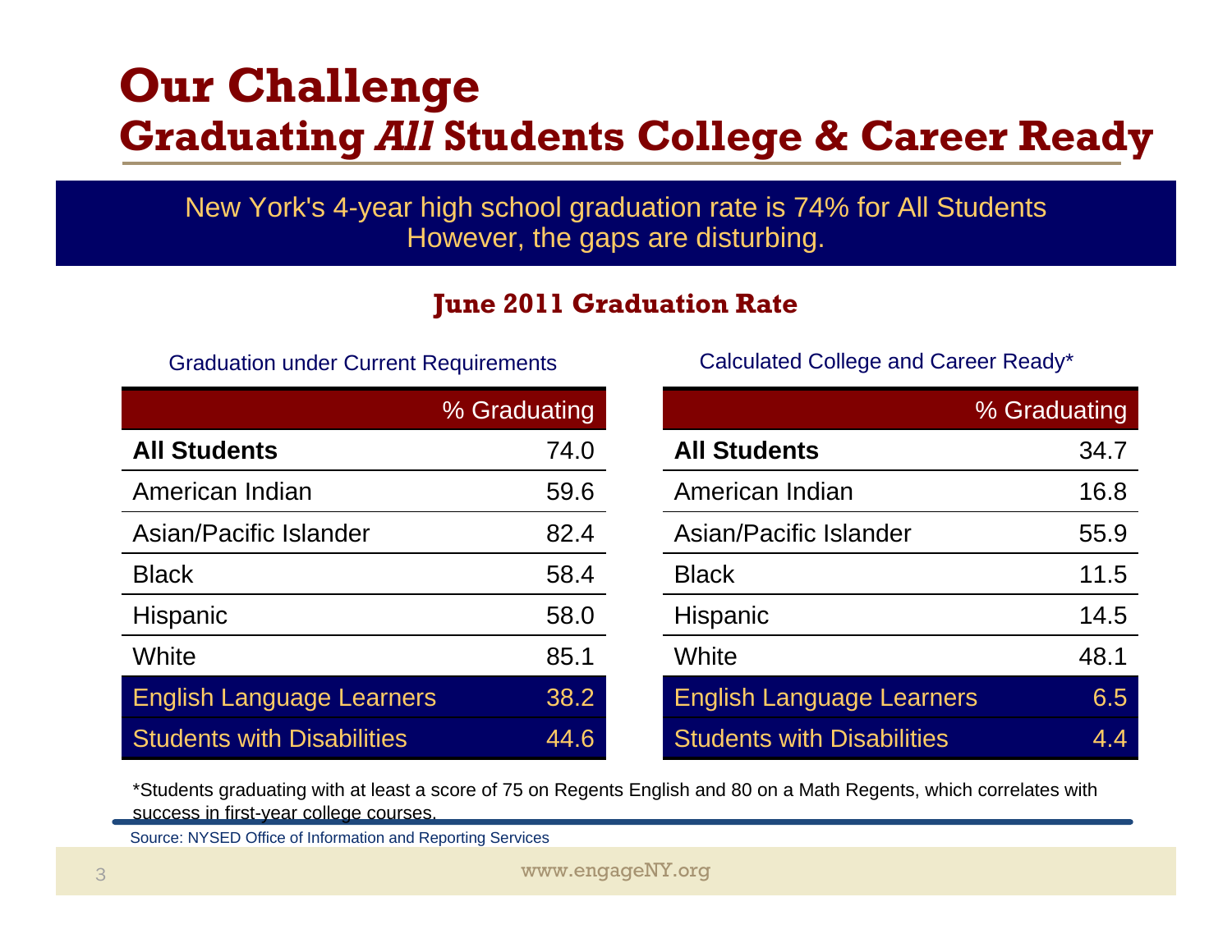# Our Challenge

## Graduating *All* Students College & Career Ready

New York's 4-year high school graduation rate is 74% for All Students
However, the gaps are disturbing.

### June 2011 Graduation Rate

Graduation under Current Requirements

| | % Graduating |
|---|---|
| **All Students** | 74.0 |
| American Indian | 59.6 |
| Asian/Pacific Islander | 82.4 |
| Black | 58.4 |
| Hispanic | 58.0 |
| White | 85.1 |
| English Language Learners | 38.2 |
| Students with Disabilities | 44.6 |

Calculated College and Career Ready*

| | % Graduating |
|---|---|
| **All Students** | 34.7 |
| American Indian | 16.8 |
| Asian/Pacific Islander | 55.9 |
| Black | 11.5 |
| Hispanic | 14.5 |
| White | 48.1 |
| English Language Learners | 6.5 |
| Students with Disabilities | 4.4 |

*Students graduating with at least a score of 75 on Regents English and 80 on a Math Regents, which correlates with success in first-year college courses.

Source: NYSED Office of Information and Reporting Services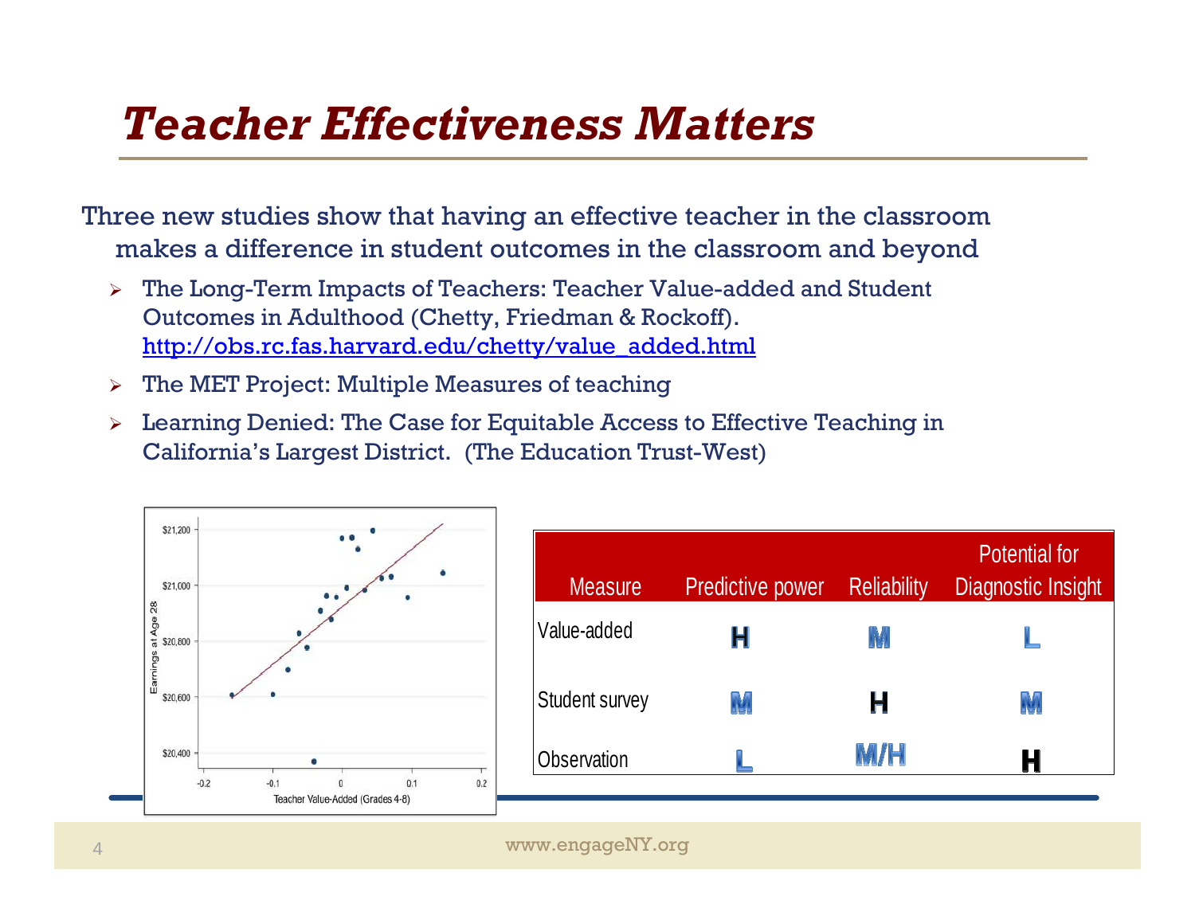# *Teacher Effectiveness Matters*

Three new studies show that having an effective teacher in the classroom makes a difference in student outcomes in the classroom and beyond

- The Long-Term Impacts of Teachers: Teacher Value-added and Student Outcomes in Adulthood (Chetty, Friedman & Rockoff). [http://obs.rc.fas.harvard.edu/chetty/value_added.html](http://obs.rc.fas.harvard.edu/chetty/value_added.html)
- The MET Project: Multiple Measures of teaching
- Learning Denied: The Case for Equitable Access to Effective Teaching in California's Largest District. (The Education Trust-West)

| Measure | Predictive power | Reliability | Potential for Diagnostic Insight |
| --- | --- | --- | --- |
| Value-added | H | M | L |
| Student survey | M | H | M |
| Observation | L | M/H | H |

www.engageNY.org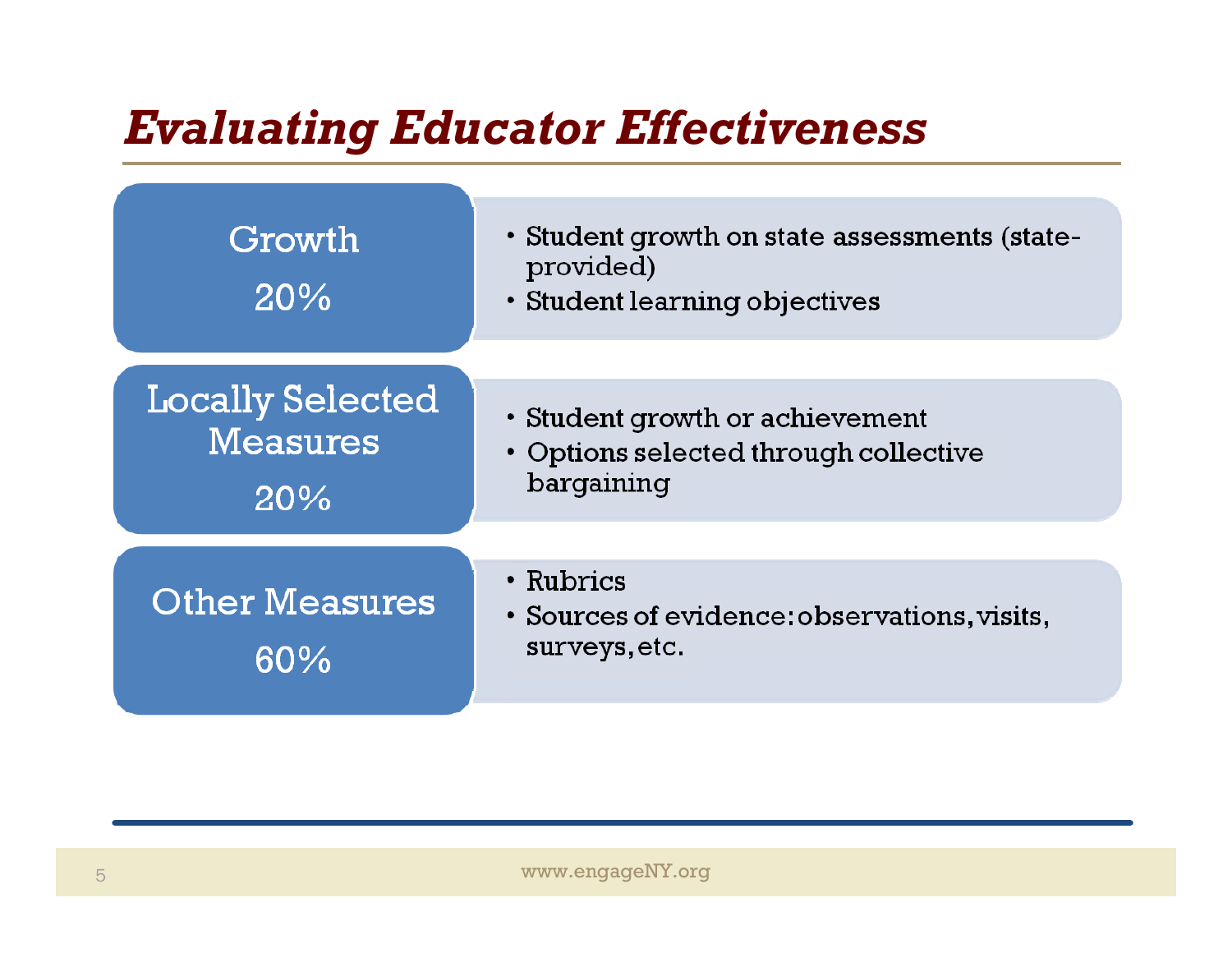# *Evaluating Educator Effectiveness*

**Growth**
**20%**

- Student growth on state assessments (state-provided)
- Student learning objectives

**Locally Selected Measures**
**20%**

- Student growth or achievement
- Options selected through collective bargaining

**Other Measures**
**60%**

- Rubrics
- Sources of evidence: observations, visits, surveys, etc.

www.engageNY.org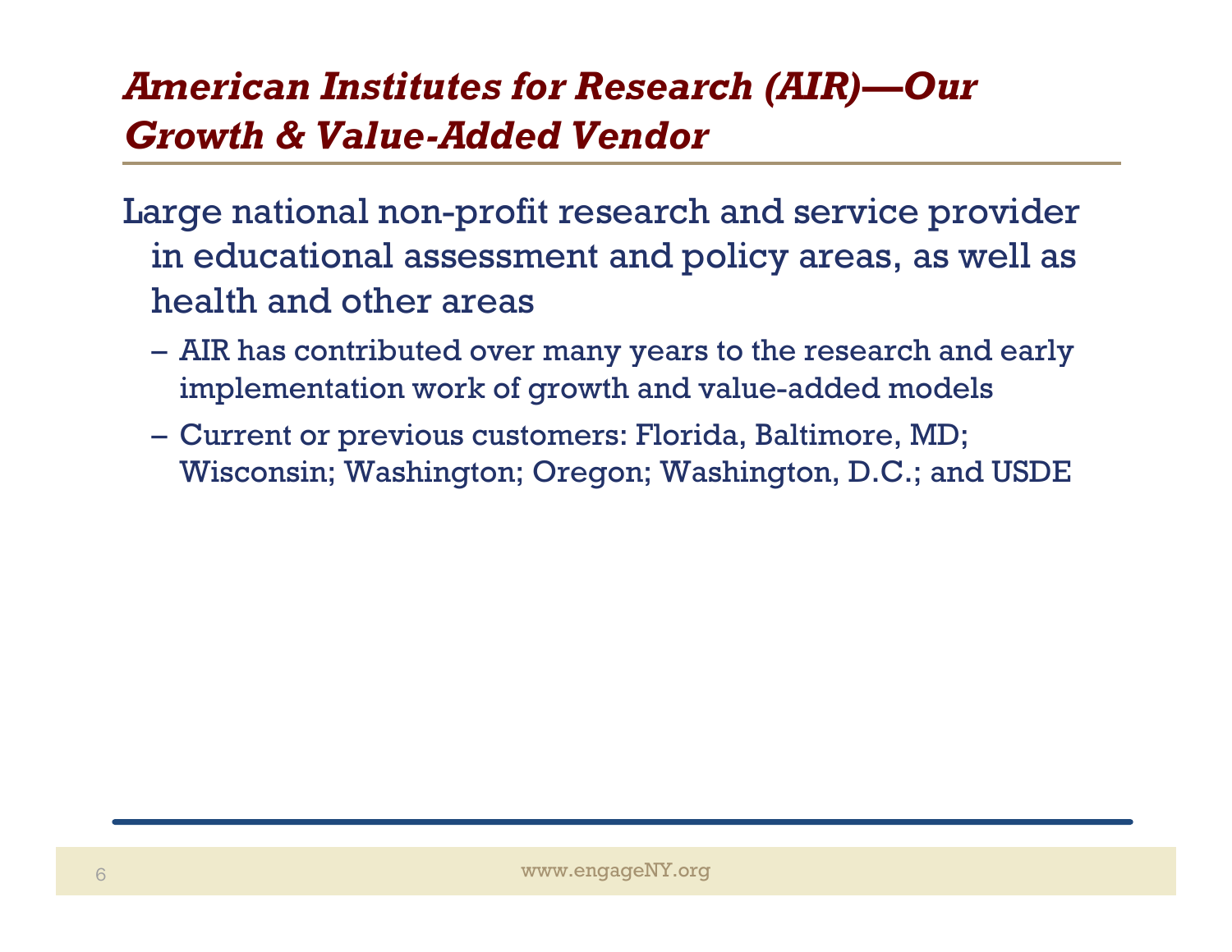## *American Institutes for Research (AIR)—Our Growth & Value-Added Vendor*

Large national non-profit research and service provider in educational assessment and policy areas, as well as health and other areas

- AIR has contributed over many years to the research and early implementation work of growth and value-added models
- Current or previous customers: Florida, Baltimore, MD; Wisconsin; Washington; Oregon; Washington, D.C.; and USDE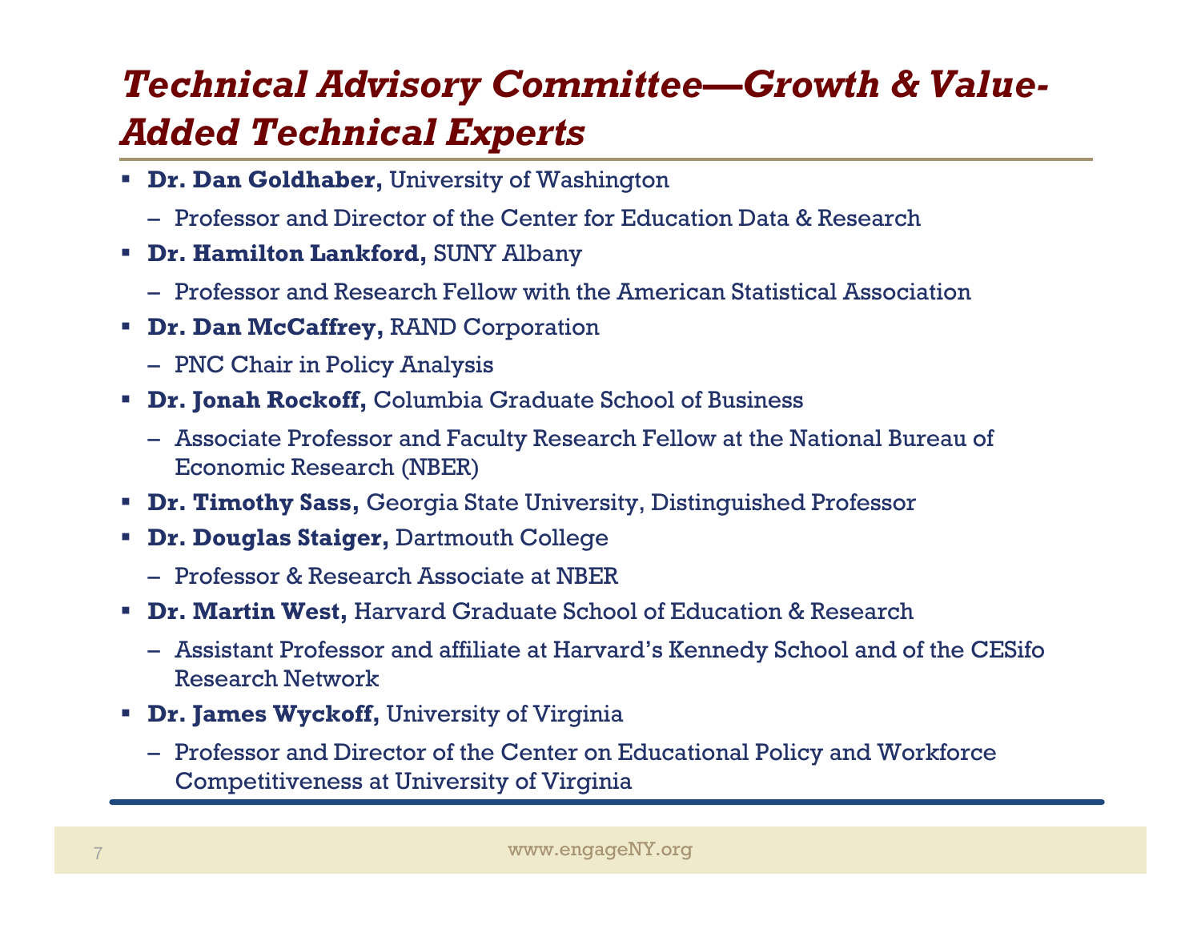# *Technical Advisory Committee—Growth & Value-Added Technical Experts*

- **Dr. Dan Goldhaber,** University of Washington
  - Professor and Director of the Center for Education Data & Research
- **Dr. Hamilton Lankford,** SUNY Albany
  - Professor and Research Fellow with the American Statistical Association
- **Dr. Dan McCaffrey,** RAND Corporation
  - PNC Chair in Policy Analysis
- **Dr. Jonah Rockoff,** Columbia Graduate School of Business
  - Associate Professor and Faculty Research Fellow at the National Bureau of Economic Research (NBER)
- **Dr. Timothy Sass,** Georgia State University, Distinguished Professor
- **Dr. Douglas Staiger,** Dartmouth College
  - Professor & Research Associate at NBER
- **Dr. Martin West,** Harvard Graduate School of Education & Research
  - Assistant Professor and affiliate at Harvard's Kennedy School and of the CESifo Research Network
- **Dr. James Wyckoff,** University of Virginia
  - Professor and Director of the Center on Educational Policy and Workforce Competitiveness at University of Virginia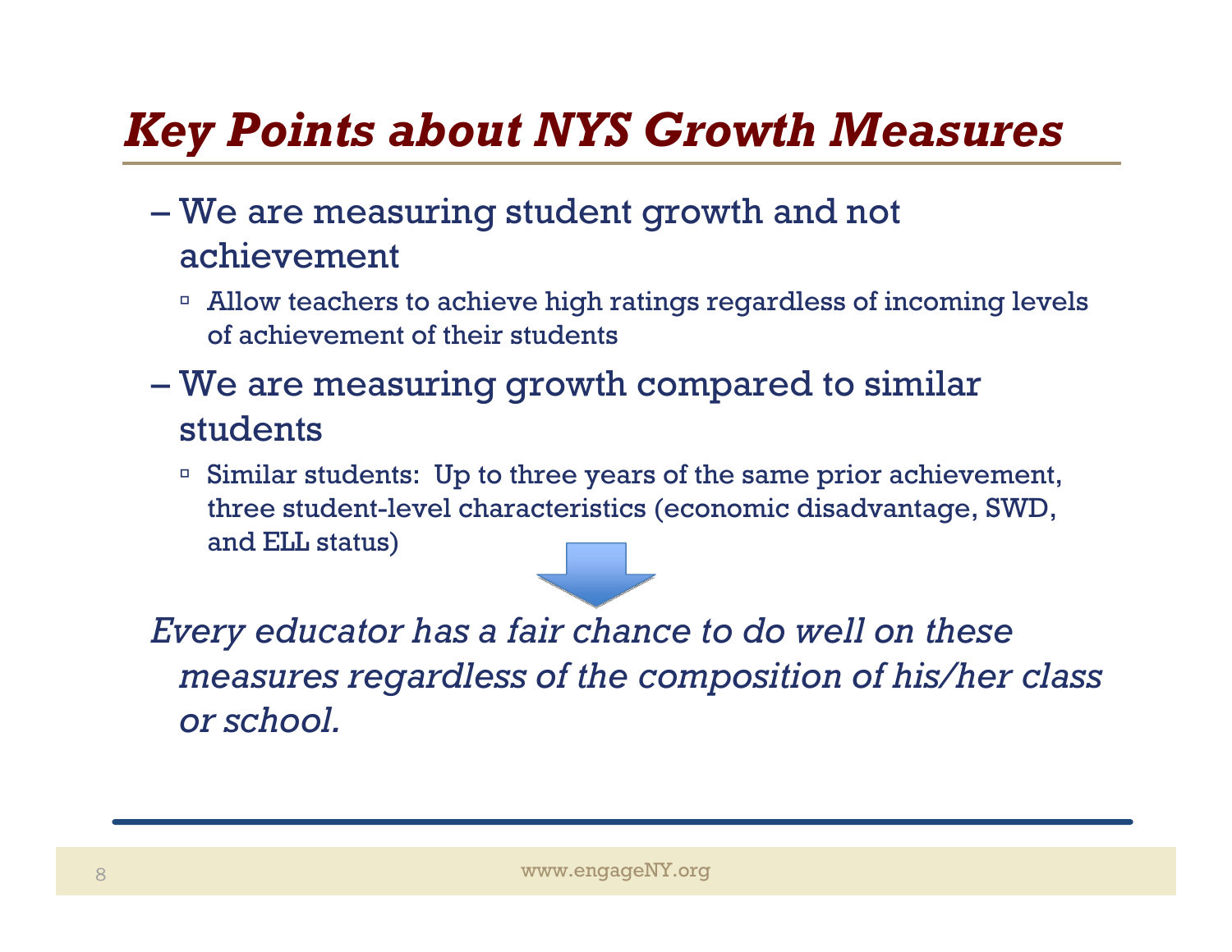# *Key Points about NYS Growth Measures*

- We are measuring student growth and not achievement
  - Allow teachers to achieve high ratings regardless of incoming levels of achievement of their students
- We are measuring growth compared to similar students
  - Similar students: Up to three years of the same prior achievement, three student-level characteristics (economic disadvantage, SWD, and ELL status)

*Every educator has a fair chance to do well on these measures regardless of the composition of his/her class or school.*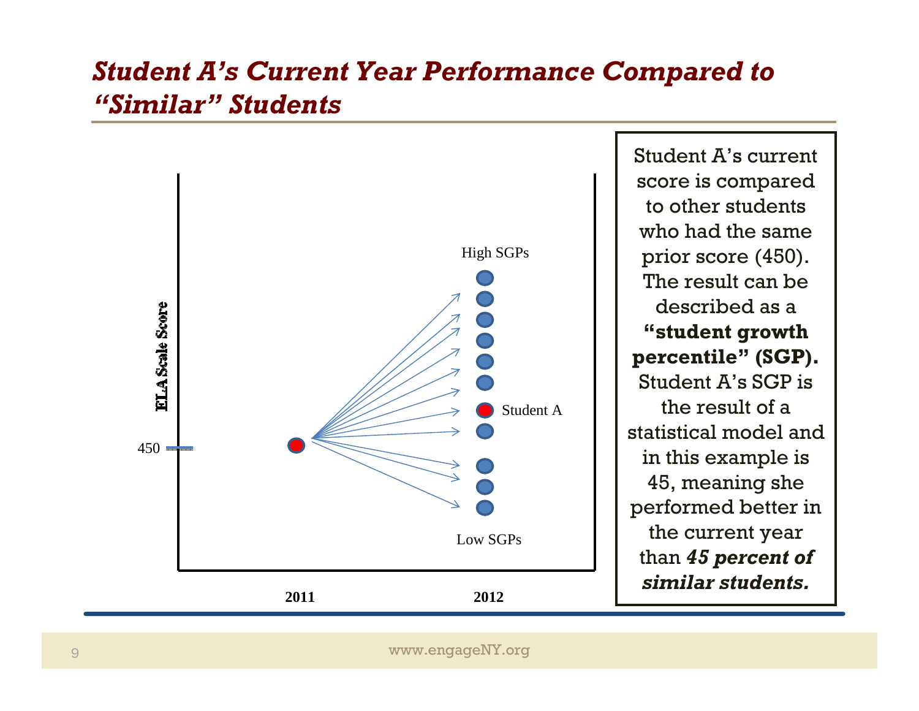## *Student A's Current Year Performance Compared to "Similar" Students*

ELA Scale Score

450

High SGPs

Student A

Low SGPs

2011

2012

Student A's current score is compared to other students who had the same prior score (450). The result can be described as a **"student growth percentile" (SGP).** Student A's SGP is the result of a statistical model and in this example is 45, meaning she performed better in the current year than ***45 percent of similar students.***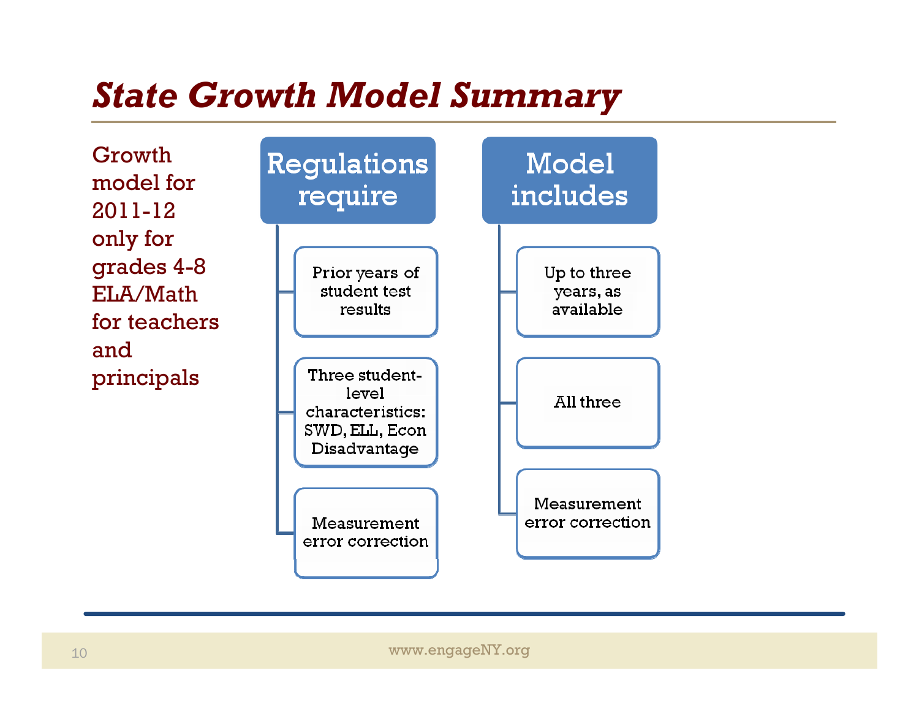# *State Growth Model Summary*

Growth model for 2011-12 only for grades 4-8 ELA/Math for teachers and principals

| Regulations require | Model includes |
| --- | --- |
| Prior years of student test results | Up to three years, as available |
| Three student-level characteristics: SWD, ELL, Econ Disadvantage | All three |
| Measurement error correction | Measurement error correction |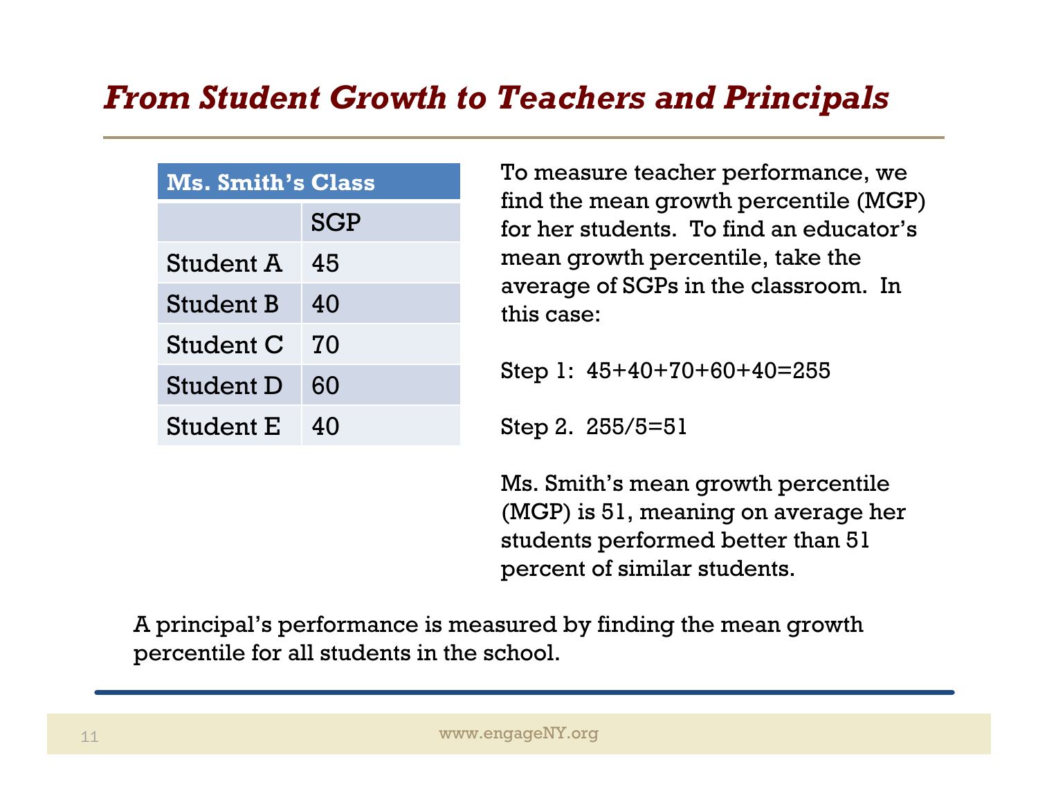# *From Student Growth to Teachers and Principals*

| Ms. Smith's Class | |
|---|---|
| | SGP |
| Student A | 45 |
| Student B | 40 |
| Student C | 70 |
| Student D | 60 |
| Student E | 40 |

To measure teacher performance, we find the mean growth percentile (MGP) for her students. To find an educator's mean growth percentile, take the average of SGPs in the classroom. In this case:

Step 1: 45+40+70+60+40=255

Step 2. 255/5=51

Ms. Smith's mean growth percentile (MGP) is 51, meaning on average her students performed better than 51 percent of similar students.

A principal's performance is measured by finding the mean growth percentile for all students in the school.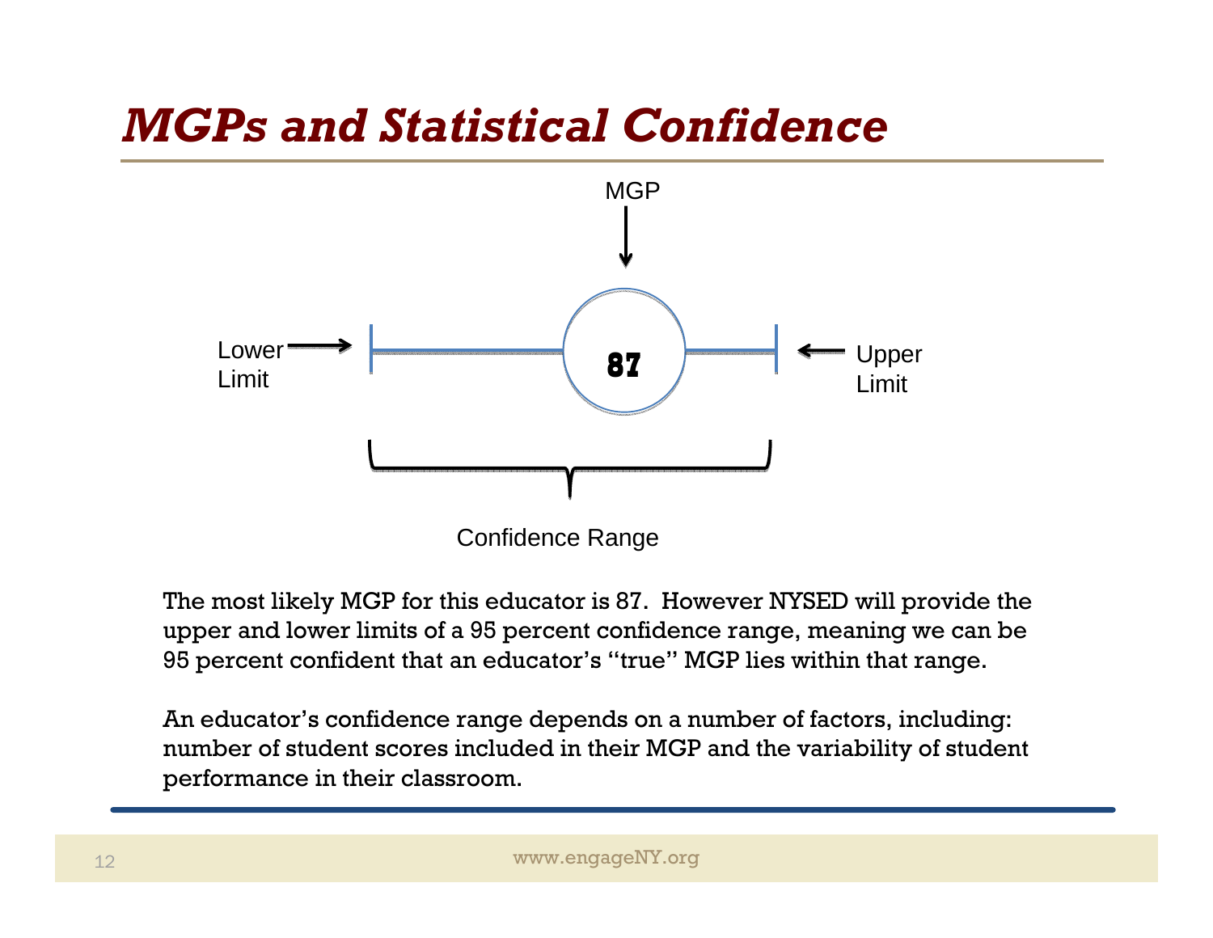# MGPs and Statistical Confidence

MGP

Lower Limit

87

Upper Limit

Confidence Range

The most likely MGP for this educator is 87. However NYSED will provide the upper and lower limits of a 95 percent confidence range, meaning we can be 95 percent confident that an educator's "true" MGP lies within that range.

An educator's confidence range depends on a number of factors, including: number of student scores included in their MGP and the variability of student performance in their classroom.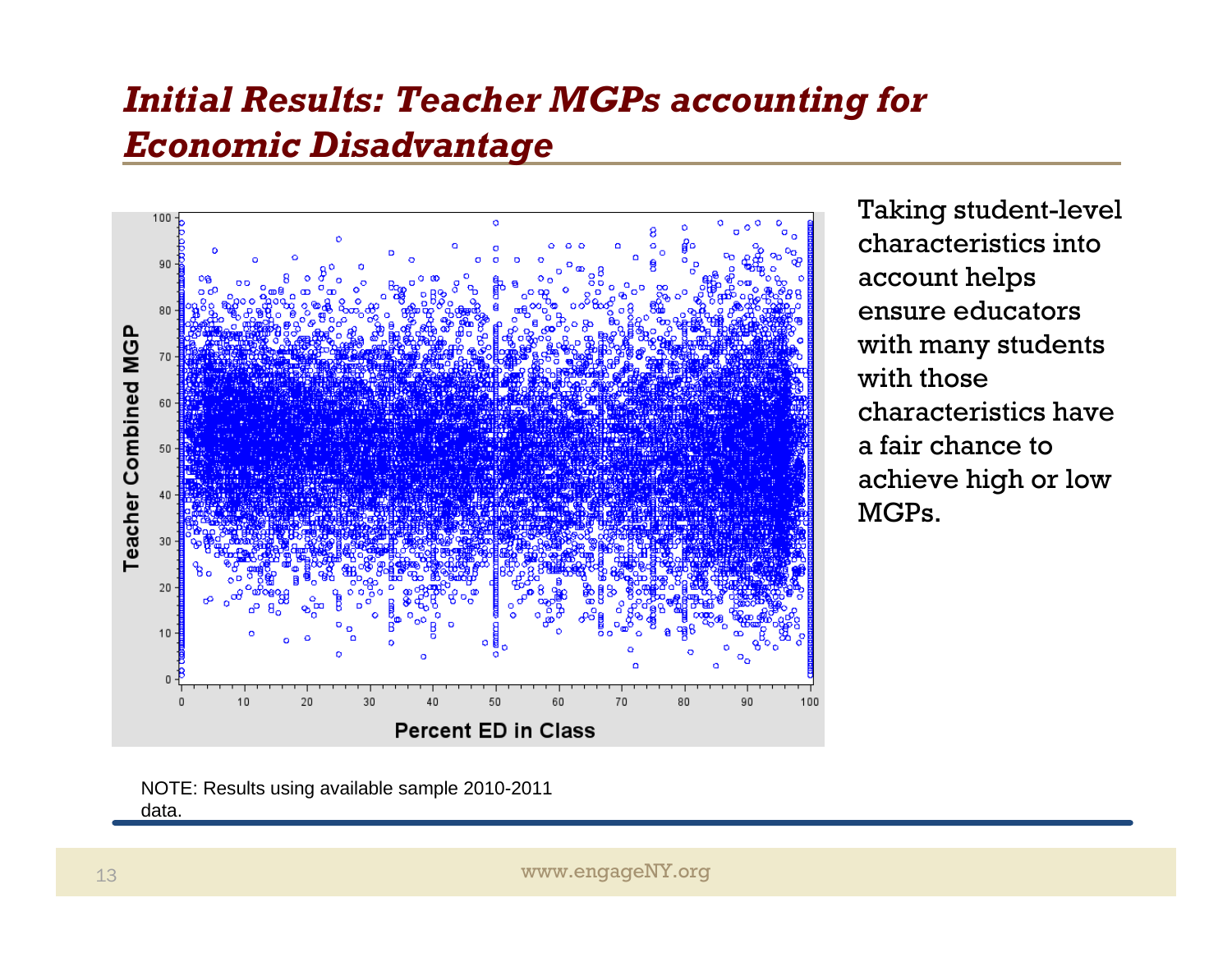## *Initial Results: Teacher MGPs accounting for Economic Disadvantage*

Taking student-level characteristics into account helps ensure educators with many students with those characteristics have a fair chance to achieve high or low MGPs.

NOTE: Results using available sample 2010-2011 data.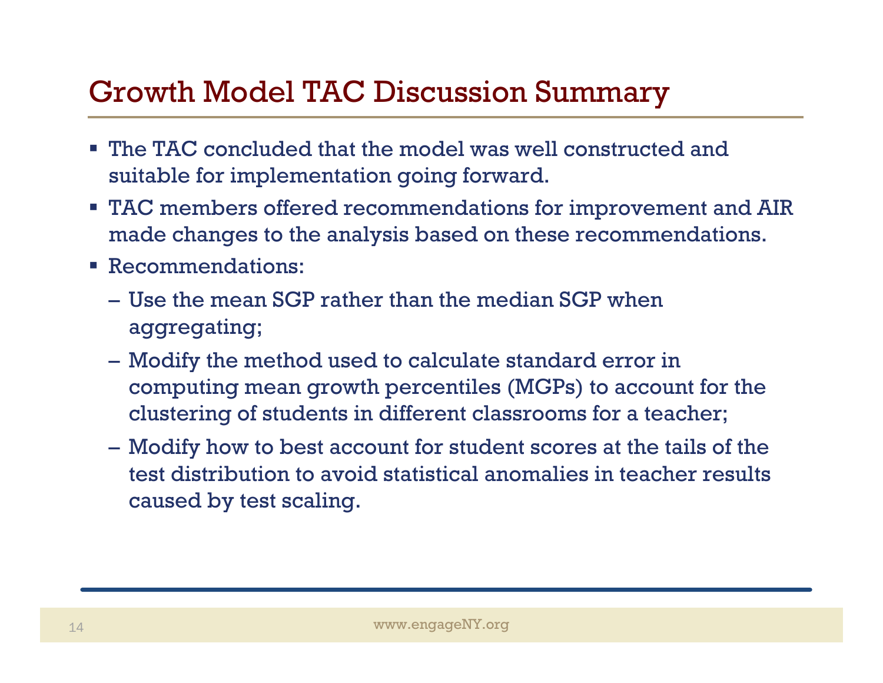# Growth Model TAC Discussion Summary

- The TAC concluded that the model was well constructed and suitable for implementation going forward.
- TAC members offered recommendations for improvement and AIR made changes to the analysis based on these recommendations.
- Recommendations:
  - Use the mean SGP rather than the median SGP when aggregating;
  - Modify the method used to calculate standard error in computing mean growth percentiles (MGPs) to account for the clustering of students in different classrooms for a teacher;
  - Modify how to best account for student scores at the tails of the test distribution to avoid statistical anomalies in teacher results caused by test scaling.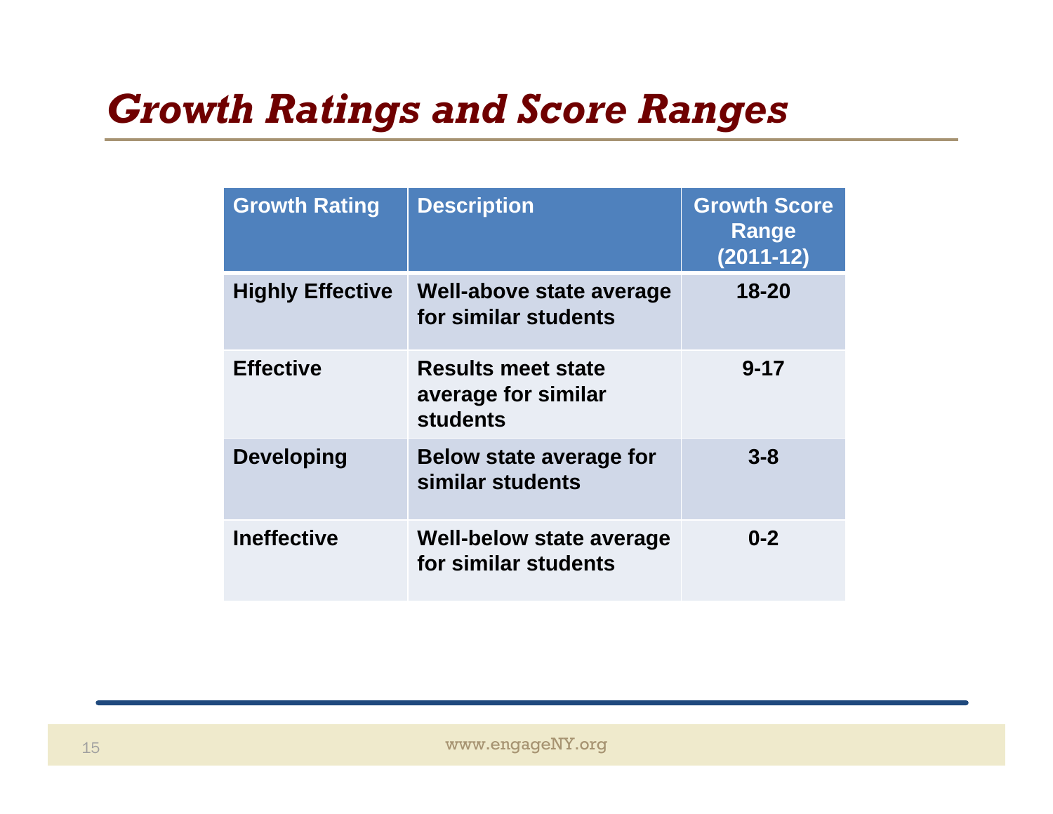# Growth Ratings and Score Ranges

| Growth Rating | Description | Growth Score Range (2011-12) |
|---|---|---|
| Highly Effective | Well-above state average for similar students | 18-20 |
| Effective | Results meet state average for similar students | 9-17 |
| Developing | Below state average for similar students | 3-8 |
| Ineffective | Well-below state average for similar students | 0-2 |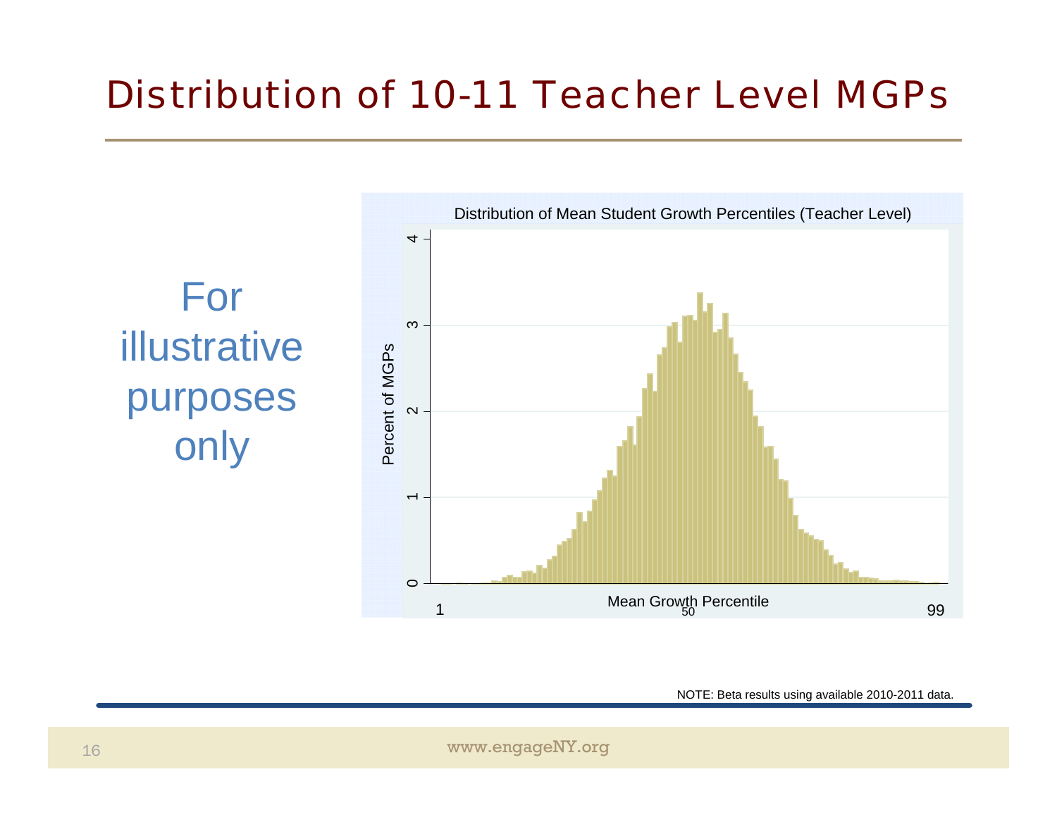# Distribution of 10-11 Teacher Level MGPs

For illustrative purposes only

Distribution of Mean Student Growth Percentiles (Teacher Level)

Percent of MGPs

Mean Growth Percentile

NOTE: Beta results using available 2010-2011 data.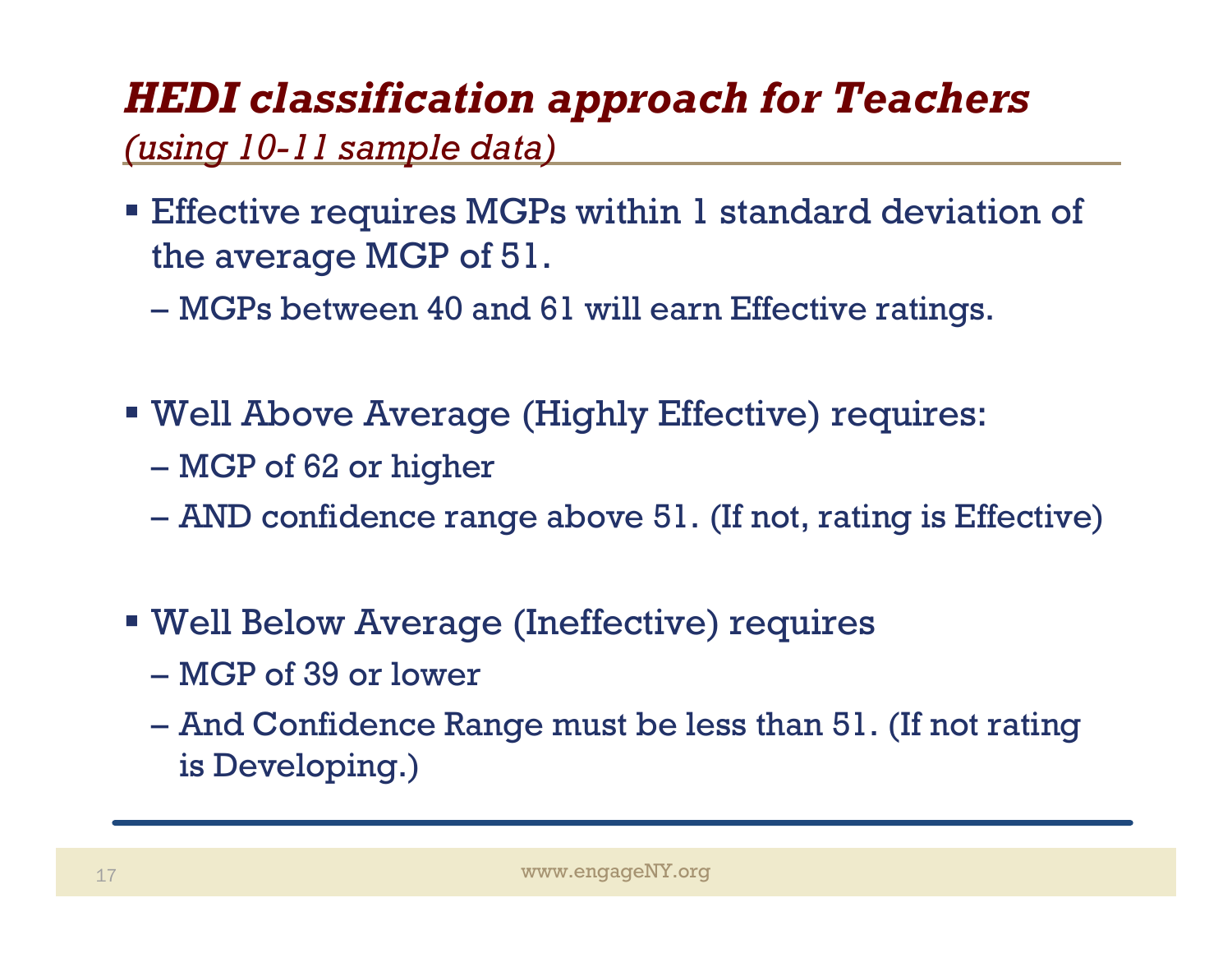# *HEDI classification approach for Teachers*

*(using 10-11 sample data)*

- Effective requires MGPs within 1 standard deviation of the average MGP of 51.
  - – MGPs between 40 and 61 will earn Effective ratings.

- Well Above Average (Highly Effective) requires:
  - – MGP of 62 or higher
  - – AND confidence range above 51. (If not, rating is Effective)

- Well Below Average (Ineffective) requires
  - – MGP of 39 or lower
  - – And Confidence Range must be less than 51. (If not rating is Developing.)

www.engageNY.org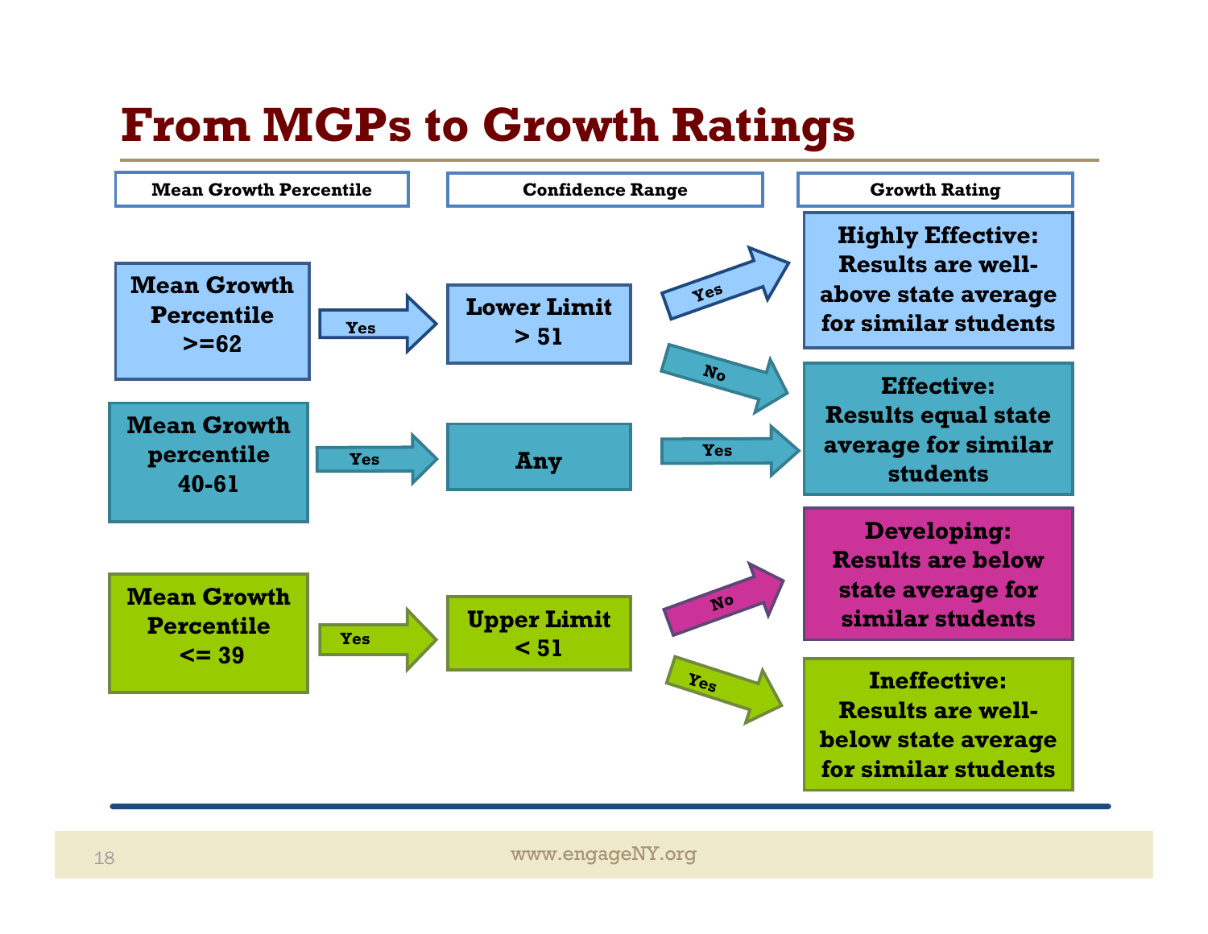# From MGPs to Growth Ratings

| Mean Growth Percentile | | Confidence Range | | Growth Rating |
|---|---|---|---|---|
| Mean Growth Percentile >=62 | Yes → | Lower Limit > 51 | Yes → | Highly Effective: Results are well-above state average for similar students |
| | | | No → | Effective: Results equal state average for similar students |
| Mean Growth percentile 40-61 | Yes → | Any | Yes → | Effective: Results equal state average for similar students |
| Mean Growth Percentile <= 39 | Yes → | Upper Limit < 51 | No → | Developing: Results are below state average for similar students |
| | | | Yes → | Ineffective: Results are well-below state average for similar students |

www.engageNY.org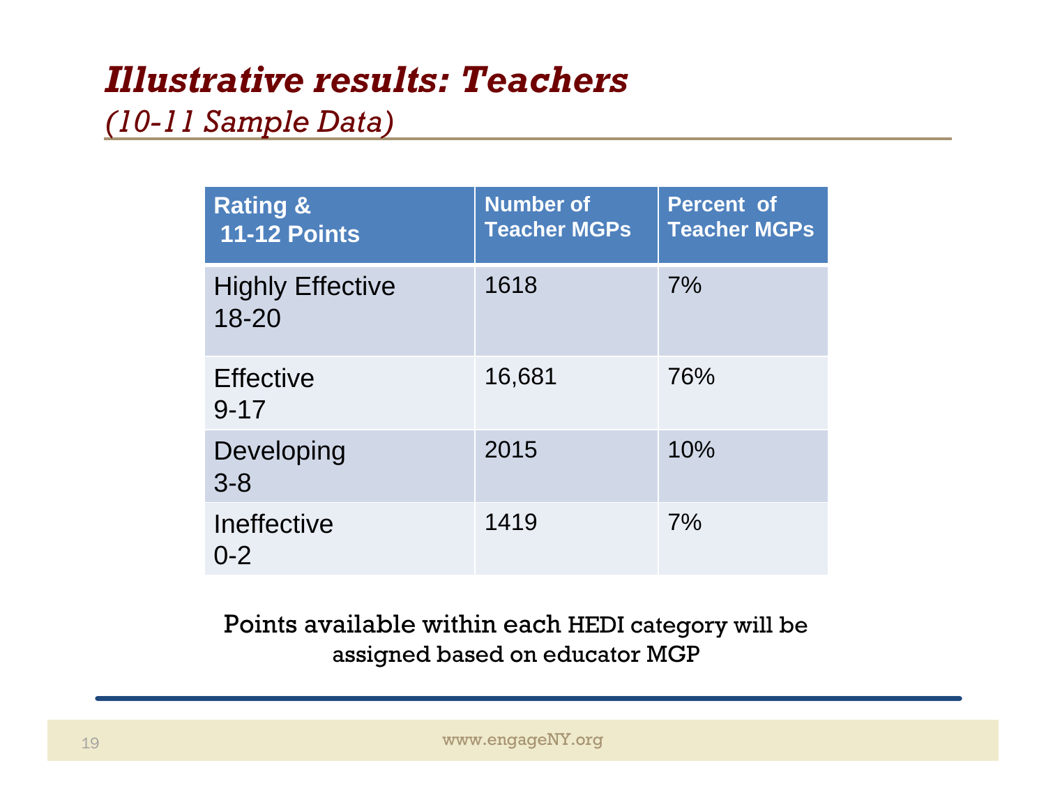# *Illustrative results: Teachers*

*(10-11 Sample Data)*

| Rating & 11-12 Points | Number of Teacher MGPs | Percent of Teacher MGPs |
|---|---|---|
| Highly Effective 18-20 | 1618 | 7% |
| Effective 9-17 | 16,681 | 76% |
| Developing 3-8 | 2015 | 10% |
| Ineffective 0-2 | 1419 | 7% |

Points available within each HEDI category will be assigned based on educator MGP

www.engageNY.org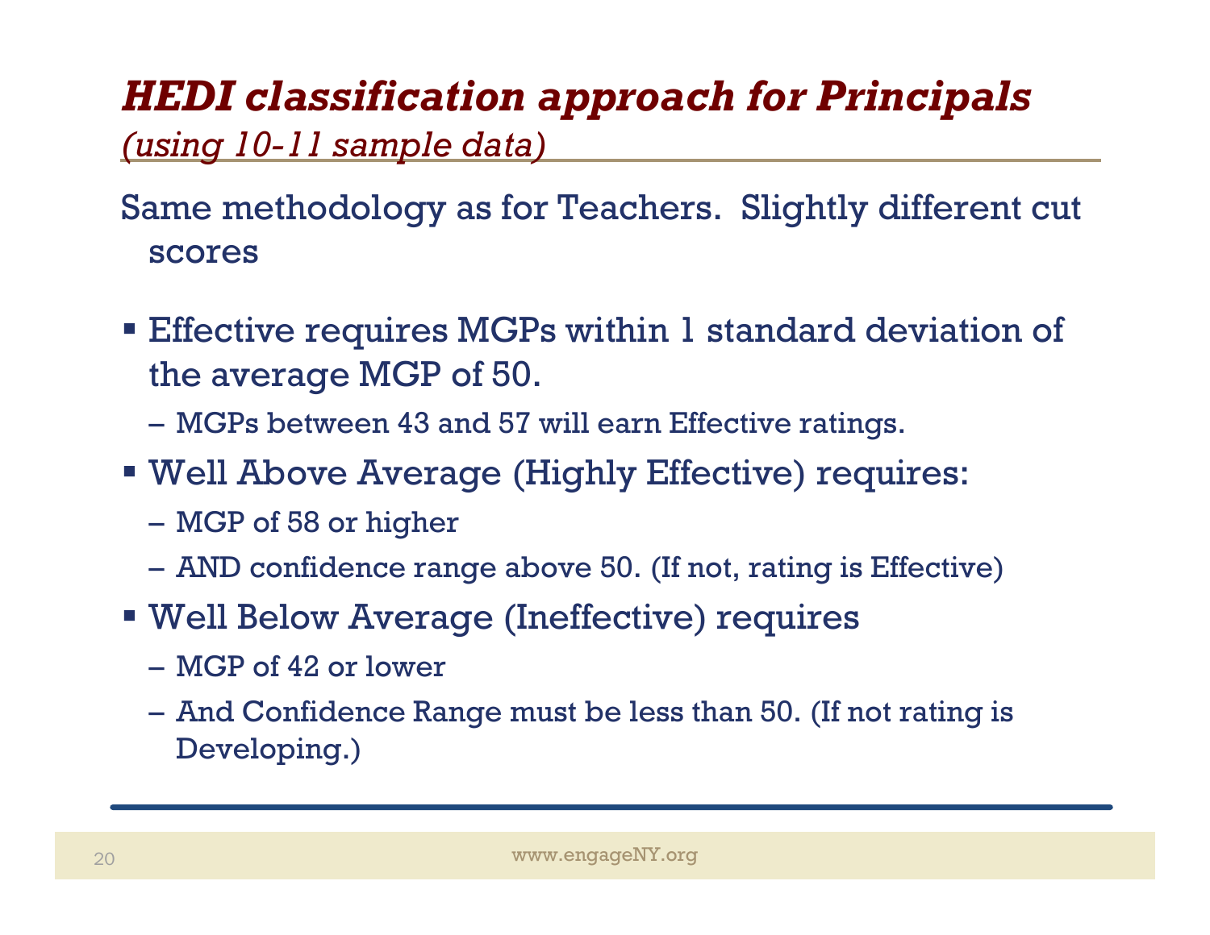## ***HEDI classification approach for Principals***

*(using 10-11 sample data)*

Same methodology as for Teachers. Slightly different cut scores

- Effective requires MGPs within 1 standard deviation of the average MGP of 50.
  - MGPs between 43 and 57 will earn Effective ratings.
- Well Above Average (Highly Effective) requires:
  - MGP of 58 or higher
  - AND confidence range above 50. (If not, rating is Effective)
- Well Below Average (Ineffective) requires
  - MGP of 42 or lower
  - And Confidence Range must be less than 50. (If not rating is Developing.)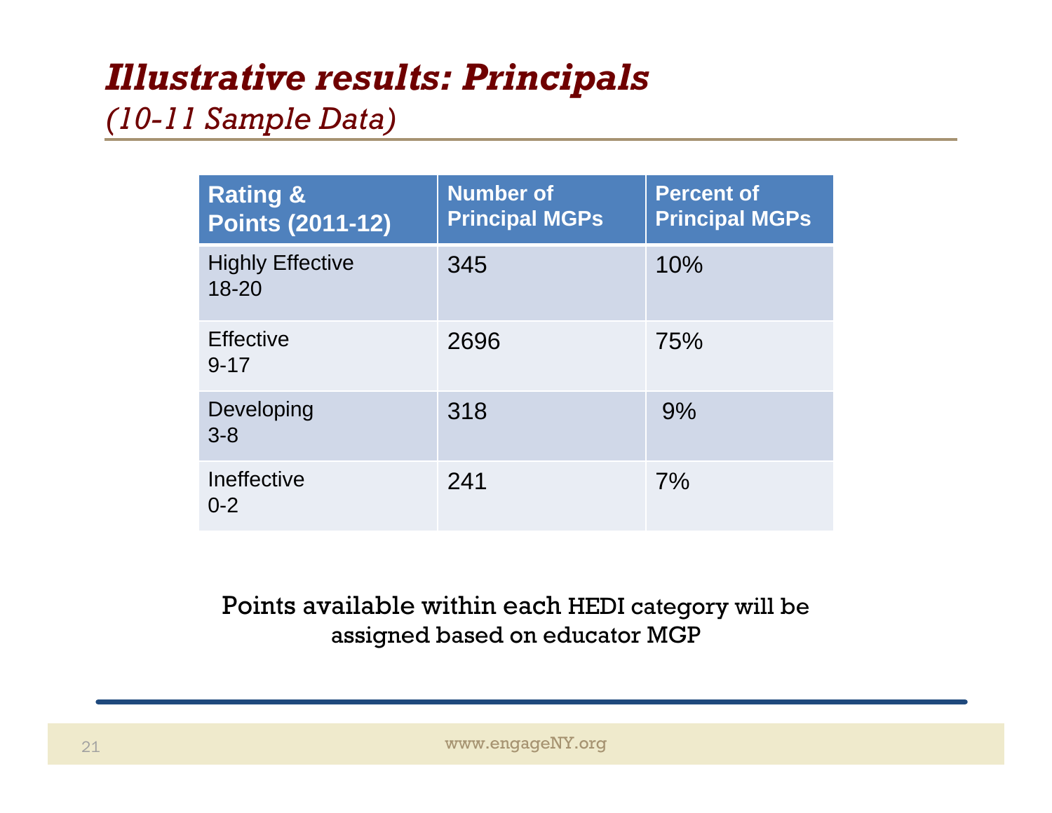# *Illustrative results: Principals*

*(10-11 Sample Data)*

| Rating & Points (2011-12) | Number of Principal MGPs | Percent of Principal MGPs |
| --- | --- | --- |
| Highly Effective 18-20 | 345 | 10% |
| Effective 9-17 | 2696 | 75% |
| Developing 3-8 | 318 | 9% |
| Ineffective 0-2 | 241 | 7% |

Points available within each HEDI category will be assigned based on educator MGP

www.engageNY.org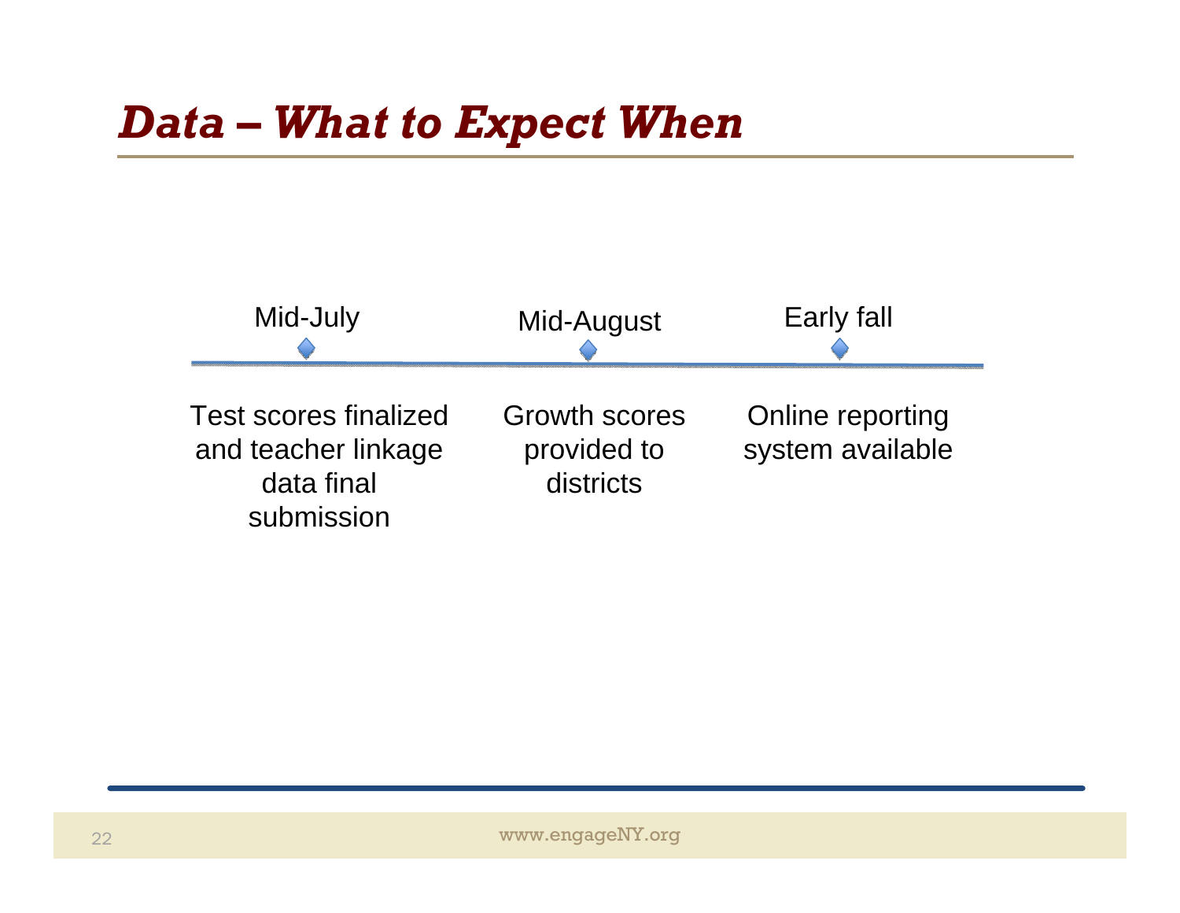# *Data – What to Expect When*

| Mid-July | Mid-August | Early fall |
| --- | --- | --- |
| Test scores finalized and teacher linkage data final submission | Growth scores provided to districts | Online reporting system available |

www.engageNY.org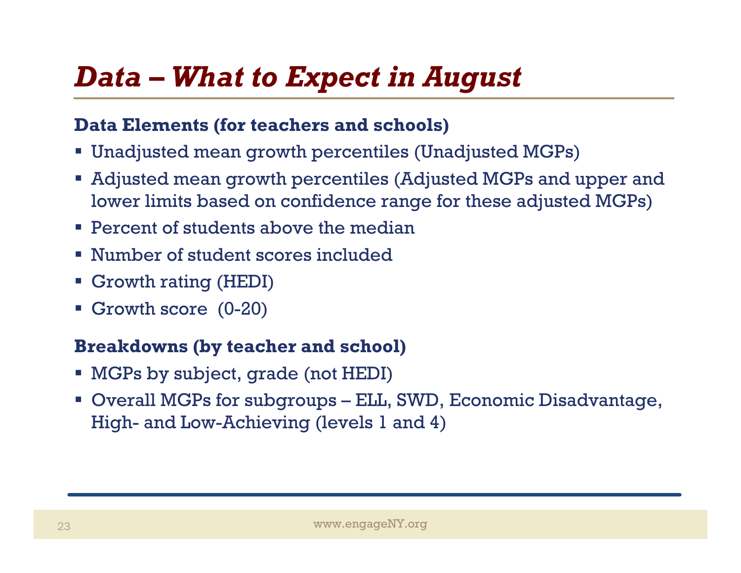# Data – What to Expect in August

**Data Elements (for teachers and schools)**

- Unadjusted mean growth percentiles (Unadjusted MGPs)
- Adjusted mean growth percentiles (Adjusted MGPs and upper and lower limits based on confidence range for these adjusted MGPs)
- Percent of students above the median
- Number of student scores included
- Growth rating (HEDI)
- Growth score (0-20)

**Breakdowns (by teacher and school)**

- MGPs by subject, grade (not HEDI)
- Overall MGPs for subgroups – ELL, SWD, Economic Disadvantage, High- and Low-Achieving (levels 1 and 4)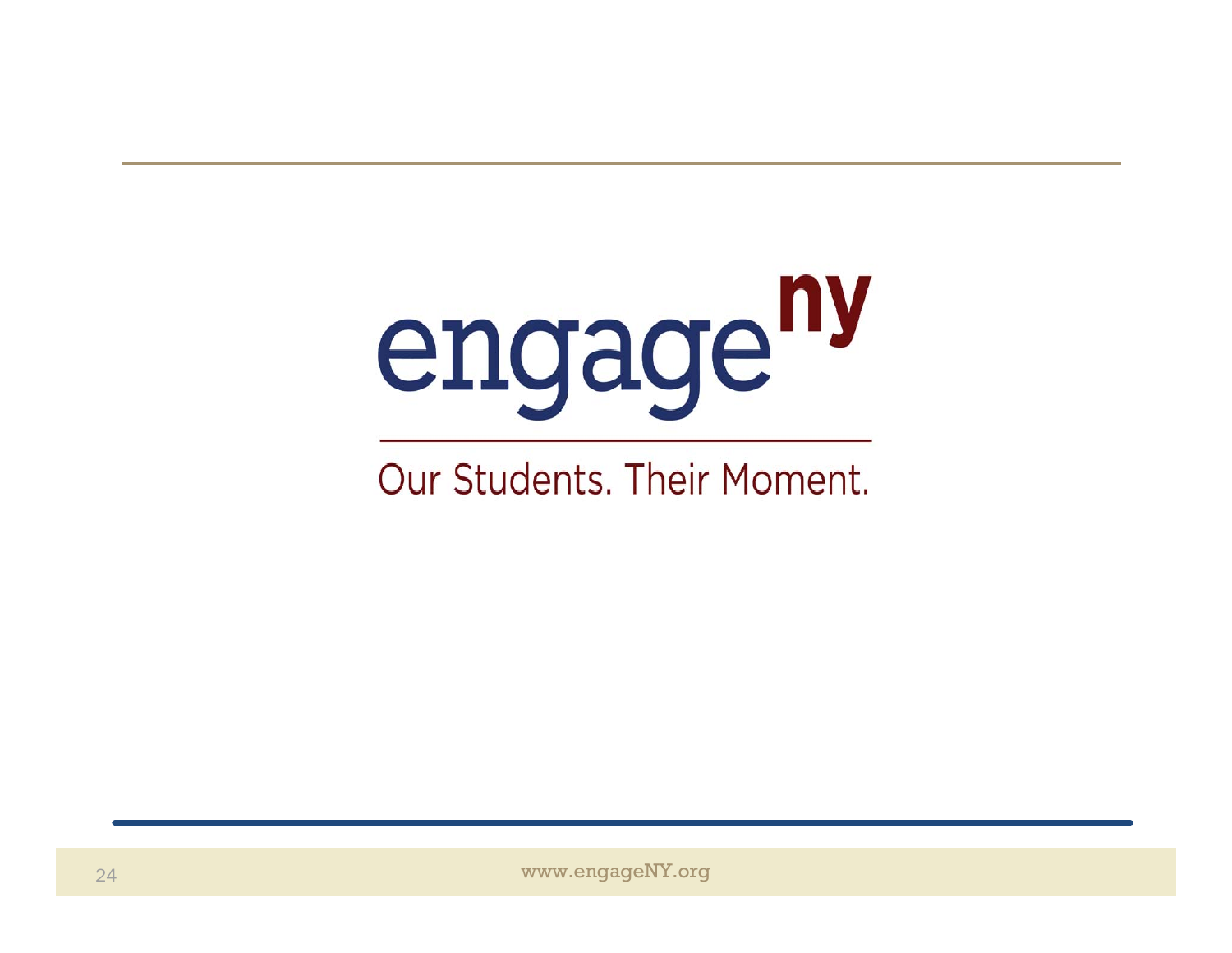engage^ny

Our Students. Their Moment.